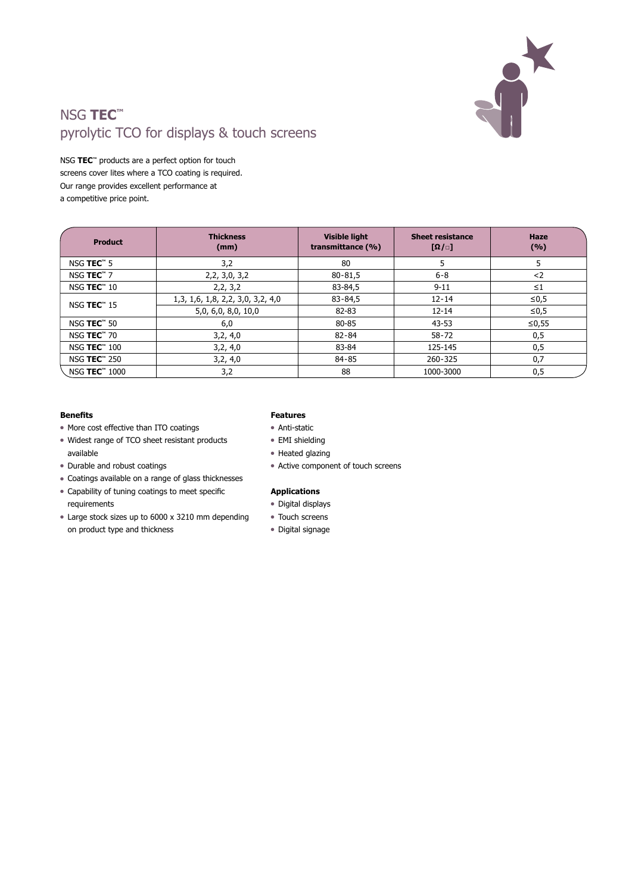# NSG **TEC**™ pyrolytic TCO for displays & touch screens

NSG **TEC**™ products are a perfect option for touch screens cover lites where a TCO coating is required. Our range provides excellent performance at a competitive price point.

| Product | Thickness (mm) | Visible light transmittance (%) | Sheet resistance [Ω/□] | Haze (%) |
|---|---|---|---|---|
| NSG **TEC**™ 5 | 3,2 | 80 | 5 | 5 |
| NSG **TEC**™ 7 | 2,2, 3,0, 3,2 | 80-81,5 | 6-8 | <2 |
| NSG **TEC**™ 10 | 2,2, 3,2 | 83-84,5 | 9-11 | ≤1 |
| NSG **TEC**™ 15 | 1,3, 1,6, 1,8, 2,2, 3,0, 3,2, 4,0 | 83-84,5 | 12-14 | ≤0,5 |
| | 5,0, 6,0, 8,0, 10,0 | 82-83 | 12-14 | ≤0,5 |
| NSG **TEC**™ 50 | 6,0 | 80-85 | 43-53 | ≤0,55 |
| NSG **TEC**™ 70 | 3,2, 4,0 | 82-84 | 58-72 | 0,5 |
| NSG **TEC**™ 100 | 3,2, 4,0 | 83-84 | 125-145 | 0,5 |
| NSG **TEC**™ 250 | 3,2, 4,0 | 84-85 | 260-325 | 0,7 |
| NSG **TEC**™ 1000 | 3,2 | 88 | 1000-3000 | 0,5 |

**Benefits**

- More cost effective than ITO coatings
- Widest range of TCO sheet resistant products available
- Durable and robust coatings
- Coatings available on a range of glass thicknesses
- Capability of tuning coatings to meet specific requirements
- Large stock sizes up to 6000 x 3210 mm depending on product type and thickness

**Features**

- Anti-static
- EMI shielding
- Heated glazing
- Active component of touch screens

**Applications**

- Digital displays
- Touch screens
- Digital signage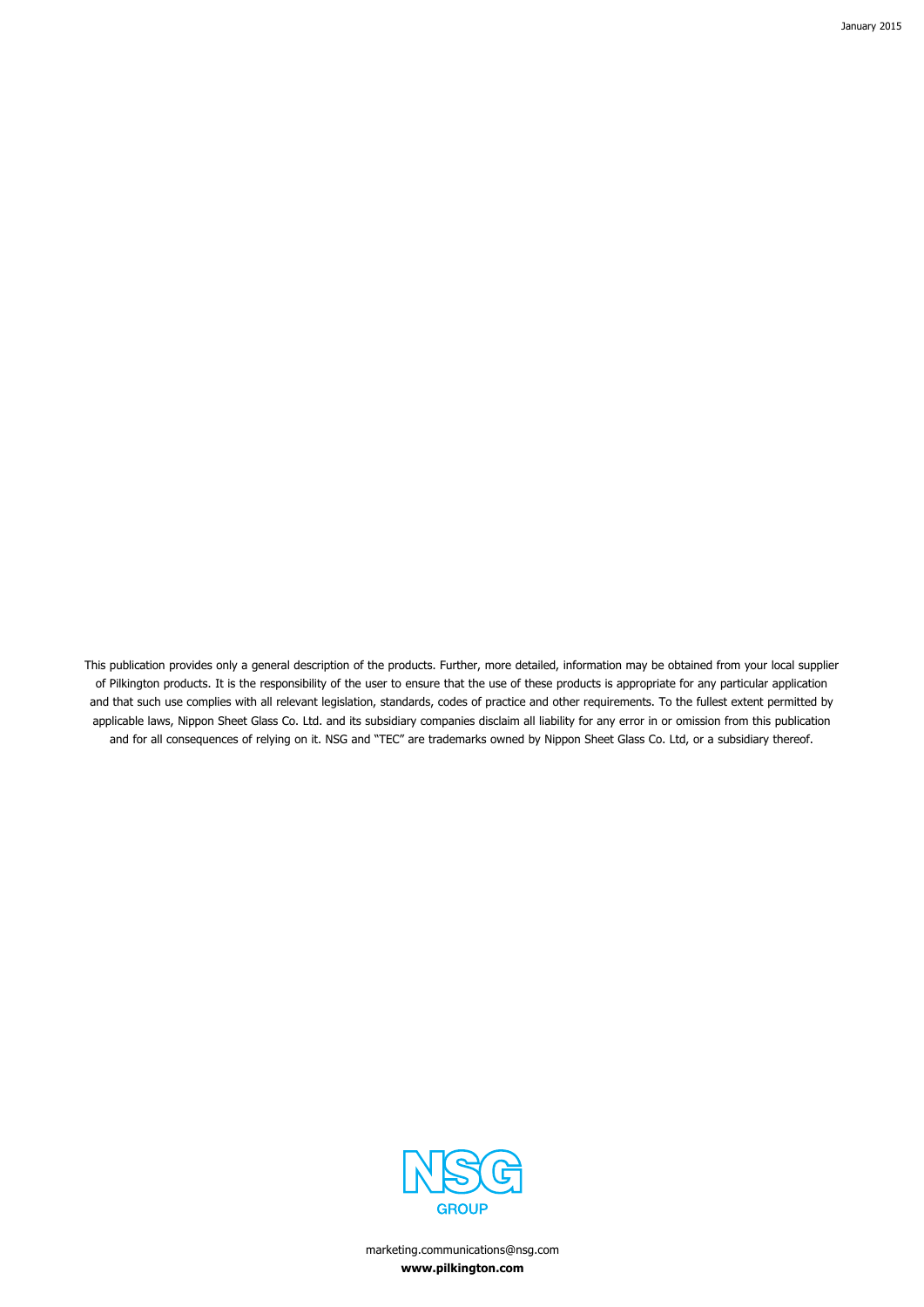January 2015

This publication provides only a general description of the products. Further, more detailed, information may be obtained from your local supplier of Pilkington products. It is the responsibility of the user to ensure that the use of these products is appropriate for any particular application and that such use complies with all relevant legislation, standards, codes of practice and other requirements. To the fullest extent permitted by applicable laws, Nippon Sheet Glass Co. Ltd. and its subsidiary companies disclaim all liability for any error in or omission from this publication and for all consequences of relying on it. NSG and "TEC" are trademarks owned by Nippon Sheet Glass Co. Ltd, or a subsidiary thereof.

NSG
GROUP

marketing.communications@nsg.com

**www.pilkington.com**